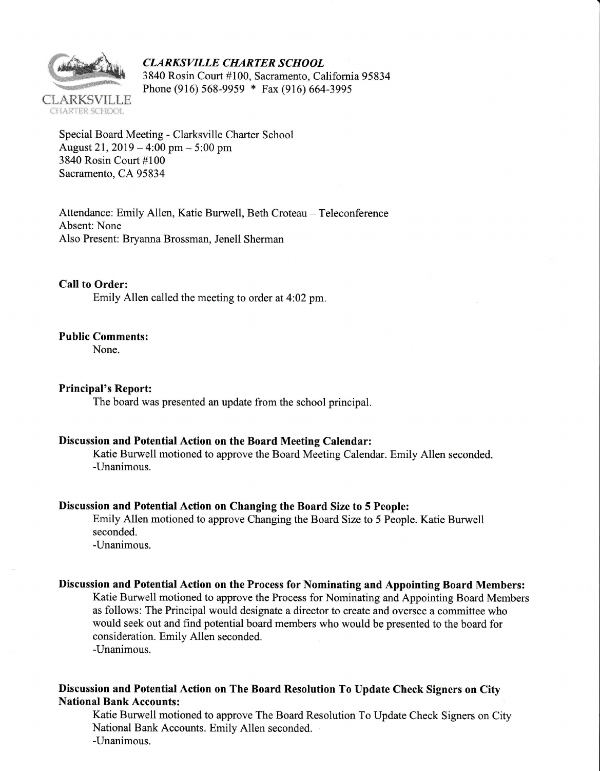***CLARKSVILLE CHARTER SCHOOL***
3840 Rosin Court #100, Sacramento, California 95834
Phone (916) 568-9959 * Fax (916) 664-3995

CLARKSVILLE
CHARTER SCHOOL

Special Board Meeting - Clarksville Charter School
August 21, 2019 – 4:00 pm – 5:00 pm
3840 Rosin Court #100
Sacramento, CA 95834

Attendance: Emily Allen, Katie Burwell, Beth Croteau – Teleconference
Absent: None
Also Present: Bryanna Brossman, Jenell Sherman

**Call to Order:**

Emily Allen called the meeting to order at 4:02 pm.

**Public Comments:**

None.

**Principal's Report:**

The board was presented an update from the school principal.

**Discussion and Potential Action on the Board Meeting Calendar:**

Katie Burwell motioned to approve the Board Meeting Calendar. Emily Allen seconded.
-Unanimous.

**Discussion and Potential Action on Changing the Board Size to 5 People:**

Emily Allen motioned to approve Changing the Board Size to 5 People. Katie Burwell seconded.
-Unanimous.

**Discussion and Potential Action on the Process for Nominating and Appointing Board Members:**

Katie Burwell motioned to approve the Process for Nominating and Appointing Board Members as follows: The Principal would designate a director to create and oversee a committee who would seek out and find potential board members who would be presented to the board for consideration. Emily Allen seconded.
-Unanimous.

**Discussion and Potential Action on The Board Resolution To Update Check Signers on City National Bank Accounts:**

Katie Burwell motioned to approve The Board Resolution To Update Check Signers on City National Bank Accounts. Emily Allen seconded.
-Unanimous.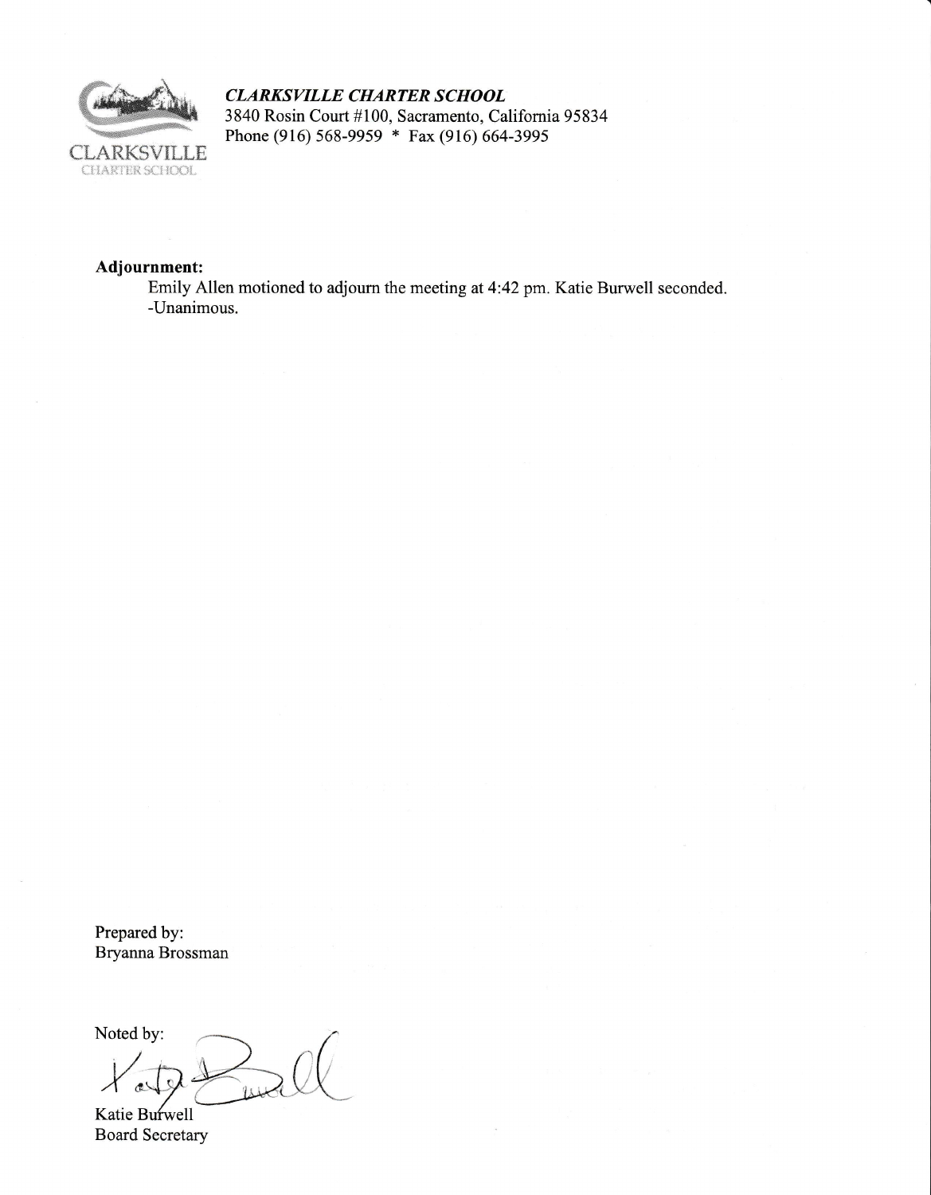***CLARKSVILLE CHARTER SCHOOL***
3840 Rosin Court #100, Sacramento, California 95834
Phone (916) 568-9959 * Fax (916) 664-3995

**Adjournment:**

Emily Allen motioned to adjourn the meeting at 4:42 pm. Katie Burwell seconded. -Unanimous.

Prepared by:
Bryanna Brossman

Noted by:

Katie Burwell
Board Secretary